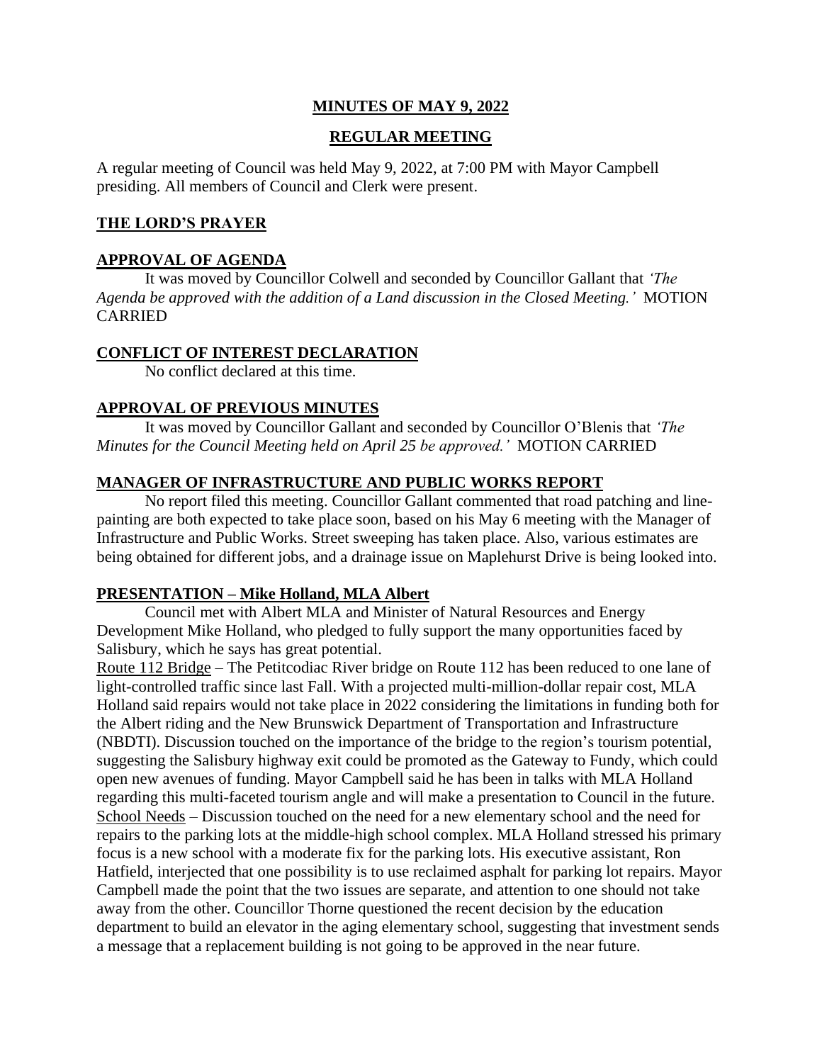# MINUTES OF MAY 9, 2022

## REGULAR MEETING

A regular meeting of Council was held May 9, 2022, at 7:00 PM with Mayor Campbell presiding. All members of Council and Clerk were present.

### THE LORD'S PRAYER

### APPROVAL OF AGENDA

It was moved by Councillor Colwell and seconded by Councillor Gallant that *'The Agenda be approved with the addition of a Land discussion in the Closed Meeting.'* MOTION CARRIED

### CONFLICT OF INTEREST DECLARATION

No conflict declared at this time.

### APPROVAL OF PREVIOUS MINUTES

It was moved by Councillor Gallant and seconded by Councillor O'Blenis that *'The Minutes for the Council Meeting held on April 25 be approved.'* MOTION CARRIED

### MANAGER OF INFRASTRUCTURE AND PUBLIC WORKS REPORT

No report filed this meeting. Councillor Gallant commented that road patching and line-painting are both expected to take place soon, based on his May 6 meeting with the Manager of Infrastructure and Public Works. Street sweeping has taken place. Also, various estimates are being obtained for different jobs, and a drainage issue on Maplehurst Drive is being looked into.

### PRESENTATION – Mike Holland, MLA Albert

Council met with Albert MLA and Minister of Natural Resources and Energy Development Mike Holland, who pledged to fully support the many opportunities faced by Salisbury, which he says has great potential.

Route 112 Bridge – The Petitcodiac River bridge on Route 112 has been reduced to one lane of light-controlled traffic since last Fall. With a projected multi-million-dollar repair cost, MLA Holland said repairs would not take place in 2022 considering the limitations in funding both for the Albert riding and the New Brunswick Department of Transportation and Infrastructure (NBDTI). Discussion touched on the importance of the bridge to the region's tourism potential, suggesting the Salisbury highway exit could be promoted as the Gateway to Fundy, which could open new avenues of funding. Mayor Campbell said he has been in talks with MLA Holland regarding this multi-faceted tourism angle and will make a presentation to Council in the future.

School Needs – Discussion touched on the need for a new elementary school and the need for repairs to the parking lots at the middle-high school complex. MLA Holland stressed his primary focus is a new school with a moderate fix for the parking lots. His executive assistant, Ron Hatfield, interjected that one possibility is to use reclaimed asphalt for parking lot repairs. Mayor Campbell made the point that the two issues are separate, and attention to one should not take away from the other. Councillor Thorne questioned the recent decision by the education department to build an elevator in the aging elementary school, suggesting that investment sends a message that a replacement building is not going to be approved in the near future.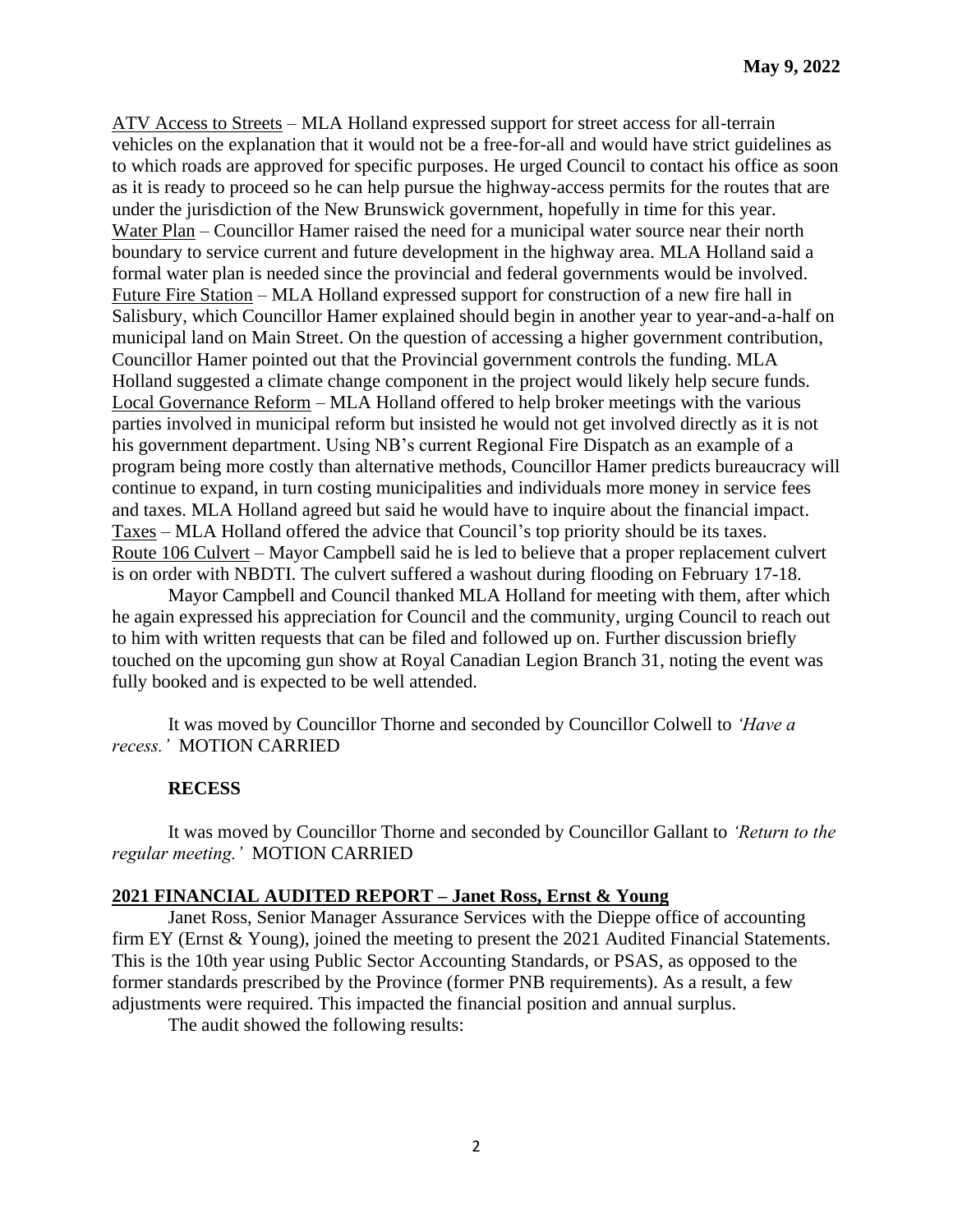ATV Access to Streets – MLA Holland expressed support for street access for all-terrain vehicles on the explanation that it would not be a free-for-all and would have strict guidelines as to which roads are approved for specific purposes. He urged Council to contact his office as soon as it is ready to proceed so he can help pursue the highway-access permits for the routes that are under the jurisdiction of the New Brunswick government, hopefully in time for this year.
Water Plan – Councillor Hamer raised the need for a municipal water source near their north boundary to service current and future development in the highway area. MLA Holland said a formal water plan is needed since the provincial and federal governments would be involved.
Future Fire Station – MLA Holland expressed support for construction of a new fire hall in Salisbury, which Councillor Hamer explained should begin in another year to year-and-a-half on municipal land on Main Street. On the question of accessing a higher government contribution, Councillor Hamer pointed out that the Provincial government controls the funding. MLA Holland suggested a climate change component in the project would likely help secure funds.
Local Governance Reform – MLA Holland offered to help broker meetings with the various parties involved in municipal reform but insisted he would not get involved directly as it is not his government department. Using NB's current Regional Fire Dispatch as an example of a program being more costly than alternative methods, Councillor Hamer predicts bureaucracy will continue to expand, in turn costing municipalities and individuals more money in service fees and taxes. MLA Holland agreed but said he would have to inquire about the financial impact.
Taxes – MLA Holland offered the advice that Council's top priority should be its taxes.
Route 106 Culvert – Mayor Campbell said he is led to believe that a proper replacement culvert is on order with NBDTI. The culvert suffered a washout during flooding on February 17-18.

Mayor Campbell and Council thanked MLA Holland for meeting with them, after which he again expressed his appreciation for Council and the community, urging Council to reach out to him with written requests that can be filed and followed up on. Further discussion briefly touched on the upcoming gun show at Royal Canadian Legion Branch 31, noting the event was fully booked and is expected to be well attended.

It was moved by Councillor Thorne and seconded by Councillor Colwell to *'Have a recess.'* MOTION CARRIED

**RECESS**

It was moved by Councillor Thorne and seconded by Councillor Gallant to *'Return to the regular meeting.'* MOTION CARRIED

## 2021 FINANCIAL AUDITED REPORT – Janet Ross, Ernst & Young

Janet Ross, Senior Manager Assurance Services with the Dieppe office of accounting firm EY (Ernst & Young), joined the meeting to present the 2021 Audited Financial Statements. This is the 10th year using Public Sector Accounting Standards, or PSAS, as opposed to the former standards prescribed by the Province (former PNB requirements). As a result, a few adjustments were required. This impacted the financial position and annual surplus.

The audit showed the following results: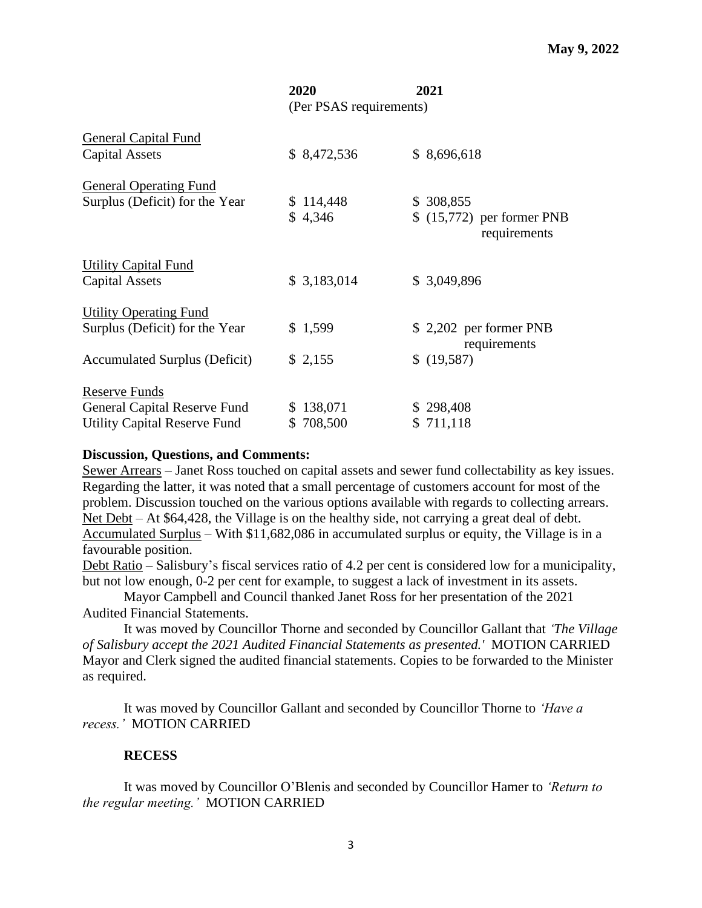**May 9, 2022**

| | 2020 | 2021 |
|---|---|---|
| | (Per PSAS requirements) | |
| <u>General Capital Fund</u> | | |
| Capital Assets | $ 8,472,536 | $ 8,696,618 |
| <u>General Operating Fund</u> | | |
| Surplus (Deficit) for the Year | $ 114,448 | $ 308,855 |
| | $ 4,346 | $ (15,772) per former PNB requirements |
| <u>Utility Capital Fund</u> | | |
| Capital Assets | $ 3,183,014 | $ 3,049,896 |
| <u>Utility Operating Fund</u> | | |
| Surplus (Deficit) for the Year | $ 1,599 | $ 2,202 per former PNB requirements |
| Accumulated Surplus (Deficit) | $ 2,155 | $ (19,587) |
| <u>Reserve Funds</u> | | |
| General Capital Reserve Fund | $ 138,071 | $ 298,408 |
| Utility Capital Reserve Fund | $ 708,500 | $ 711,118 |

**Discussion, Questions, and Comments:**

<u>Sewer Arrears</u> – Janet Ross touched on capital assets and sewer fund collectability as key issues. Regarding the latter, it was noted that a small percentage of customers account for most of the problem. Discussion touched on the various options available with regards to collecting arrears.
<u>Net Debt</u> – At $64,428, the Village is on the healthy side, not carrying a great deal of debt.
<u>Accumulated Surplus</u> – With $11,682,086 in accumulated surplus or equity, the Village is in a favourable position.
<u>Debt Ratio</u> – Salisbury's fiscal services ratio of 4.2 per cent is considered low for a municipality, but not low enough, 0-2 per cent for example, to suggest a lack of investment in its assets.

Mayor Campbell and Council thanked Janet Ross for her presentation of the 2021 Audited Financial Statements.

It was moved by Councillor Thorne and seconded by Councillor Gallant that *'The Village of Salisbury accept the 2021 Audited Financial Statements as presented.'* MOTION CARRIED
Mayor and Clerk signed the audited financial statements. Copies to be forwarded to the Minister as required.

It was moved by Councillor Gallant and seconded by Councillor Thorne to *'Have a recess.'* MOTION CARRIED

**RECESS**

It was moved by Councillor O'Blenis and seconded by Councillor Hamer to *'Return to the regular meeting.'* MOTION CARRIED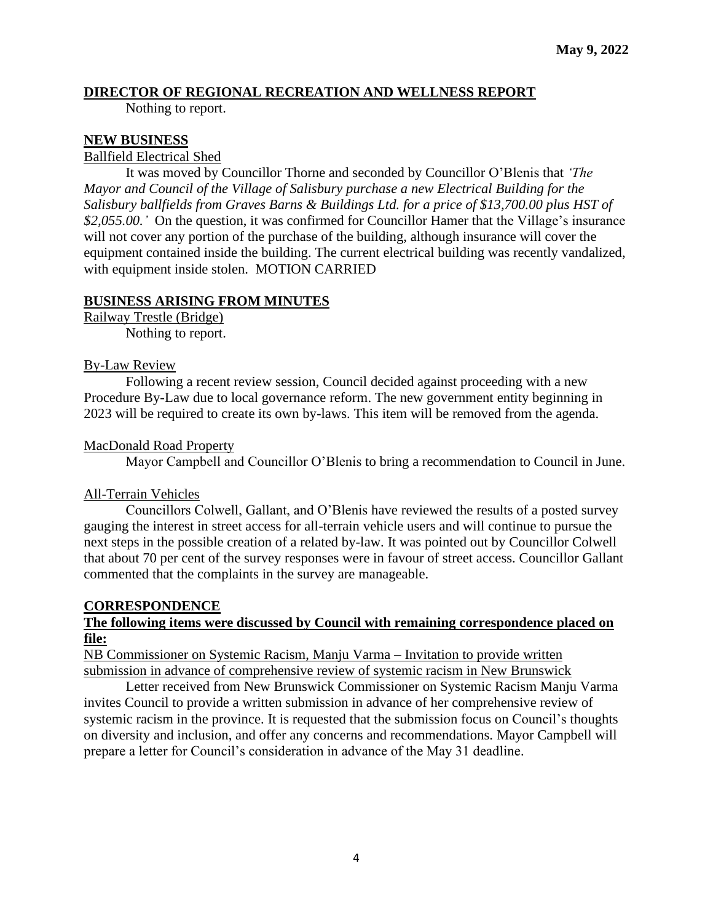**May 9, 2022**

## DIRECTOR OF REGIONAL RECREATION AND WELLNESS REPORT

Nothing to report.

## NEW BUSINESS

Ballfield Electrical Shed

It was moved by Councillor Thorne and seconded by Councillor O'Blenis that *'The Mayor and Council of the Village of Salisbury purchase a new Electrical Building for the Salisbury ballfields from Graves Barns & Buildings Ltd. for a price of $13,700.00 plus HST of $2,055.00.'* On the question, it was confirmed for Councillor Hamer that the Village's insurance will not cover any portion of the purchase of the building, although insurance will cover the equipment contained inside the building. The current electrical building was recently vandalized, with equipment inside stolen. MOTION CARRIED

## BUSINESS ARISING FROM MINUTES

Railway Trestle (Bridge)

Nothing to report.

By-Law Review

Following a recent review session, Council decided against proceeding with a new Procedure By-Law due to local governance reform. The new government entity beginning in 2023 will be required to create its own by-laws. This item will be removed from the agenda.

MacDonald Road Property

Mayor Campbell and Councillor O'Blenis to bring a recommendation to Council in June.

All-Terrain Vehicles

Councillors Colwell, Gallant, and O'Blenis have reviewed the results of a posted survey gauging the interest in street access for all-terrain vehicle users and will continue to pursue the next steps in the possible creation of a related by-law. It was pointed out by Councillor Colwell that about 70 per cent of the survey responses were in favour of street access. Councillor Gallant commented that the complaints in the survey are manageable.

## CORRESPONDENCE

**The following items were discussed by Council with remaining correspondence placed on file:**

NB Commissioner on Systemic Racism, Manju Varma – Invitation to provide written submission in advance of comprehensive review of systemic racism in New Brunswick

Letter received from New Brunswick Commissioner on Systemic Racism Manju Varma invites Council to provide a written submission in advance of her comprehensive review of systemic racism in the province. It is requested that the submission focus on Council's thoughts on diversity and inclusion, and offer any concerns and recommendations. Mayor Campbell will prepare a letter for Council's consideration in advance of the May 31 deadline.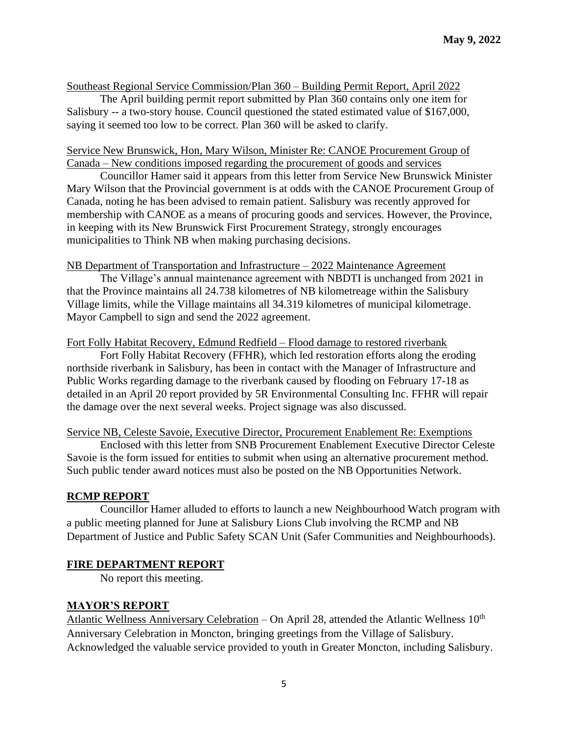Southeast Regional Service Commission/Plan 360 – Building Permit Report, April 2022

The April building permit report submitted by Plan 360 contains only one item for Salisbury -- a two-story house. Council questioned the stated estimated value of $167,000, saying it seemed too low to be correct. Plan 360 will be asked to clarify.

Service New Brunswick, Hon, Mary Wilson, Minister Re: CANOE Procurement Group of Canada – New conditions imposed regarding the procurement of goods and services

Councillor Hamer said it appears from this letter from Service New Brunswick Minister Mary Wilson that the Provincial government is at odds with the CANOE Procurement Group of Canada, noting he has been advised to remain patient. Salisbury was recently approved for membership with CANOE as a means of procuring goods and services. However, the Province, in keeping with its New Brunswick First Procurement Strategy, strongly encourages municipalities to Think NB when making purchasing decisions.

NB Department of Transportation and Infrastructure – 2022 Maintenance Agreement

The Village's annual maintenance agreement with NBDTI is unchanged from 2021 in that the Province maintains all 24.738 kilometres of NB kilometreage within the Salisbury Village limits, while the Village maintains all 34.319 kilometres of municipal kilometrage. Mayor Campbell to sign and send the 2022 agreement.

Fort Folly Habitat Recovery, Edmund Redfield – Flood damage to restored riverbank

Fort Folly Habitat Recovery (FFHR), which led restoration efforts along the eroding northside riverbank in Salisbury, has been in contact with the Manager of Infrastructure and Public Works regarding damage to the riverbank caused by flooding on February 17-18 as detailed in an April 20 report provided by 5R Environmental Consulting Inc. FFHR will repair the damage over the next several weeks. Project signage was also discussed.

Service NB, Celeste Savoie, Executive Director, Procurement Enablement Re: Exemptions

Enclosed with this letter from SNB Procurement Enablement Executive Director Celeste Savoie is the form issued for entities to submit when using an alternative procurement method. Such public tender award notices must also be posted on the NB Opportunities Network.

## RCMP REPORT

Councillor Hamer alluded to efforts to launch a new Neighbourhood Watch program with a public meeting planned for June at Salisbury Lions Club involving the RCMP and NB Department of Justice and Public Safety SCAN Unit (Safer Communities and Neighbourhoods).

## FIRE DEPARTMENT REPORT

No report this meeting.

## MAYOR'S REPORT

Atlantic Wellness Anniversary Celebration – On April 28, attended the Atlantic Wellness 10th Anniversary Celebration in Moncton, bringing greetings from the Village of Salisbury. Acknowledged the valuable service provided to youth in Greater Moncton, including Salisbury.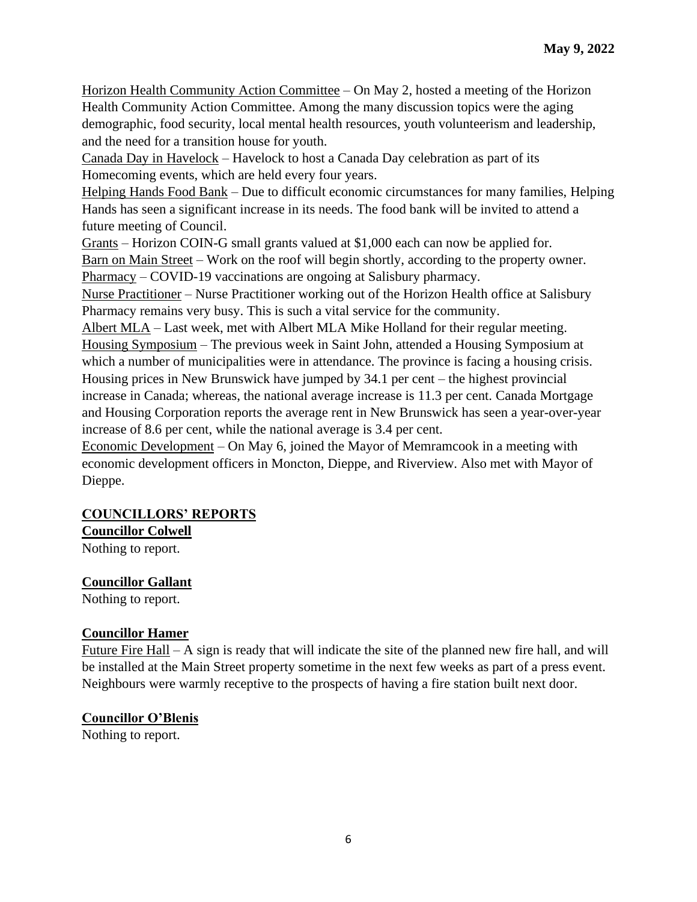Horizon Health Community Action Committee – On May 2, hosted a meeting of the Horizon Health Community Action Committee. Among the many discussion topics were the aging demographic, food security, local mental health resources, youth volunteerism and leadership, and the need for a transition house for youth.

Canada Day in Havelock – Havelock to host a Canada Day celebration as part of its Homecoming events, which are held every four years.

Helping Hands Food Bank – Due to difficult economic circumstances for many families, Helping Hands has seen a significant increase in its needs. The food bank will be invited to attend a future meeting of Council.

Grants – Horizon COIN-G small grants valued at $1,000 each can now be applied for.

Barn on Main Street – Work on the roof will begin shortly, according to the property owner.

Pharmacy – COVID-19 vaccinations are ongoing at Salisbury pharmacy.

Nurse Practitioner – Nurse Practitioner working out of the Horizon Health office at Salisbury Pharmacy remains very busy. This is such a vital service for the community.

Albert MLA – Last week, met with Albert MLA Mike Holland for their regular meeting.

Housing Symposium – The previous week in Saint John, attended a Housing Symposium at which a number of municipalities were in attendance. The province is facing a housing crisis. Housing prices in New Brunswick have jumped by 34.1 per cent – the highest provincial increase in Canada; whereas, the national average increase is 11.3 per cent. Canada Mortgage and Housing Corporation reports the average rent in New Brunswick has seen a year-over-year increase of 8.6 per cent, while the national average is 3.4 per cent.

Economic Development – On May 6, joined the Mayor of Memramcook in a meeting with economic development officers in Moncton, Dieppe, and Riverview. Also met with Mayor of Dieppe.

## COUNCILLORS' REPORTS

**Councillor Colwell**

Nothing to report.

**Councillor Gallant**

Nothing to report.

**Councillor Hamer**

Future Fire Hall – A sign is ready that will indicate the site of the planned new fire hall, and will be installed at the Main Street property sometime in the next few weeks as part of a press event. Neighbours were warmly receptive to the prospects of having a fire station built next door.

**Councillor O'Blenis**

Nothing to report.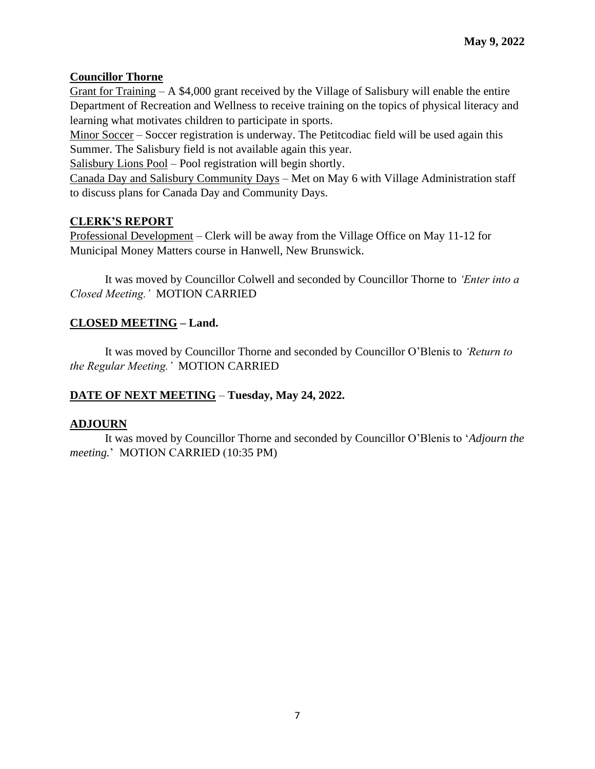**May 9, 2022**

**Councillor Thorne**

Grant for Training – A $4,000 grant received by the Village of Salisbury will enable the entire Department of Recreation and Wellness to receive training on the topics of physical literacy and learning what motivates children to participate in sports.

Minor Soccer – Soccer registration is underway. The Petitcodiac field will be used again this Summer. The Salisbury field is not available again this year.

Salisbury Lions Pool – Pool registration will begin shortly.

Canada Day and Salisbury Community Days – Met on May 6 with Village Administration staff to discuss plans for Canada Day and Community Days.

**CLERK'S REPORT**

Professional Development – Clerk will be away from the Village Office on May 11-12 for Municipal Money Matters course in Hanwell, New Brunswick.

It was moved by Councillor Colwell and seconded by Councillor Thorne to *'Enter into a Closed Meeting.'* MOTION CARRIED

**CLOSED MEETING – Land.**

It was moved by Councillor Thorne and seconded by Councillor O'Blenis to *'Return to the Regular Meeting.'* MOTION CARRIED

**DATE OF NEXT MEETING – Tuesday, May 24, 2022.**

**ADJOURN**

It was moved by Councillor Thorne and seconded by Councillor O'Blenis to '*Adjourn the meeting.*' MOTION CARRIED (10:35 PM)